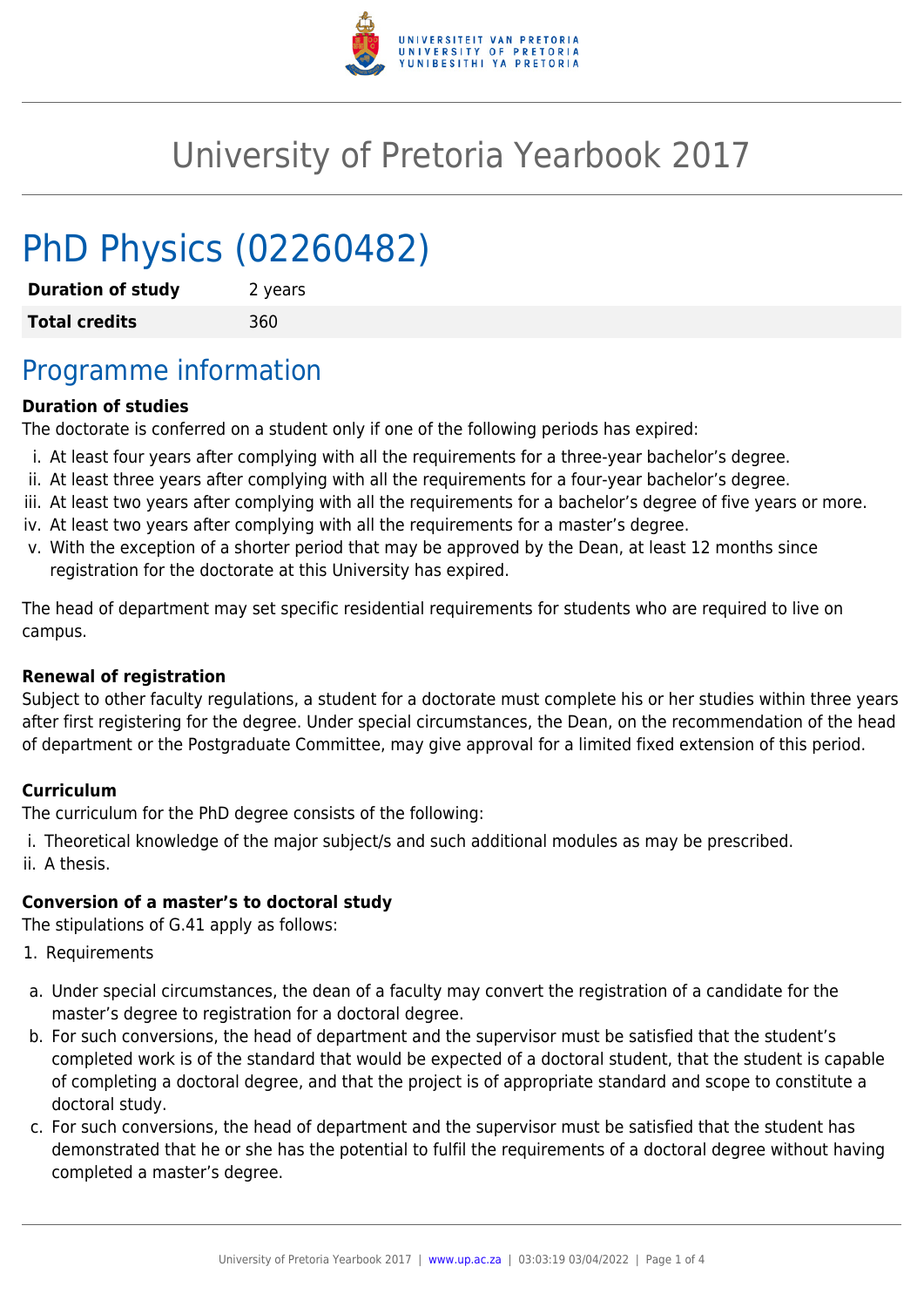# University of Pretoria Yearbook 2017

# PhD Physics (02260482)

| **Duration of study** | 2 years |
|---|---|
| **Total credits** | 360 |

## Programme information

**Duration of studies**

The doctorate is conferred on a student only if one of the following periods has expired:

i. At least four years after complying with all the requirements for a three-year bachelor's degree.
ii. At least three years after complying with all the requirements for a four-year bachelor's degree.
iii. At least two years after complying with all the requirements for a bachelor's degree of five years or more.
iv. At least two years after complying with all the requirements for a master's degree.
v. With the exception of a shorter period that may be approved by the Dean, at least 12 months since registration for the doctorate at this University has expired.

The head of department may set specific residential requirements for students who are required to live on campus.

**Renewal of registration**

Subject to other faculty regulations, a student for a doctorate must complete his or her studies within three years after first registering for the degree. Under special circumstances, the Dean, on the recommendation of the head of department or the Postgraduate Committee, may give approval for a limited fixed extension of this period.

**Curriculum**

The curriculum for the PhD degree consists of the following:

i. Theoretical knowledge of the major subject/s and such additional modules as may be prescribed.
ii. A thesis.

**Conversion of a master's to doctoral study**

The stipulations of G.41 apply as follows:

1. Requirements

a. Under special circumstances, the dean of a faculty may convert the registration of a candidate for the master's degree to registration for a doctoral degree.
b. For such conversions, the head of department and the supervisor must be satisfied that the student's completed work is of the standard that would be expected of a doctoral student, that the student is capable of completing a doctoral degree, and that the project is of appropriate standard and scope to constitute a doctoral study.
c. For such conversions, the head of department and the supervisor must be satisfied that the student has demonstrated that he or she has the potential to fulfil the requirements of a doctoral degree without having completed a master's degree.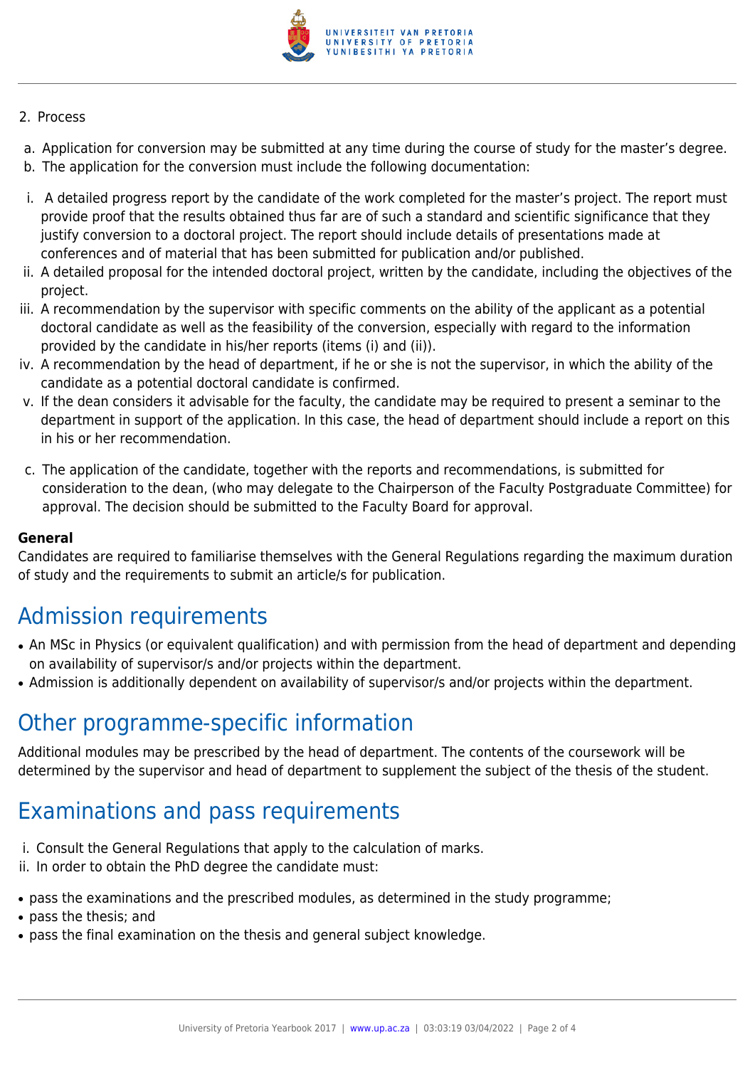2. Process

a. Application for conversion may be submitted at any time during the course of study for the master's degree.
b. The application for the conversion must include the following documentation:

i. A detailed progress report by the candidate of the work completed for the master's project. The report must provide proof that the results obtained thus far are of such a standard and scientific significance that they justify conversion to a doctoral project. The report should include details of presentations made at conferences and of material that has been submitted for publication and/or published.
ii. A detailed proposal for the intended doctoral project, written by the candidate, including the objectives of the project.
iii. A recommendation by the supervisor with specific comments on the ability of the applicant as a potential doctoral candidate as well as the feasibility of the conversion, especially with regard to the information provided by the candidate in his/her reports (items (i) and (ii)).
iv. A recommendation by the head of department, if he or she is not the supervisor, in which the ability of the candidate as a potential doctoral candidate is confirmed.
v. If the dean considers it advisable for the faculty, the candidate may be required to present a seminar to the department in support of the application. In this case, the head of department should include a report on this in his or her recommendation.

c. The application of the candidate, together with the reports and recommendations, is submitted for consideration to the dean, (who may delegate to the Chairperson of the Faculty Postgraduate Committee) for approval. The decision should be submitted to the Faculty Board for approval.

**General**

Candidates are required to familiarise themselves with the General Regulations regarding the maximum duration of study and the requirements to submit an article/s for publication.

## Admission requirements

- An MSc in Physics (or equivalent qualification) and with permission from the head of department and depending on availability of supervisor/s and/or projects within the department.
- Admission is additionally dependent on availability of supervisor/s and/or projects within the department.

## Other programme-specific information

Additional modules may be prescribed by the head of department. The contents of the coursework will be determined by the supervisor and head of department to supplement the subject of the thesis of the student.

## Examinations and pass requirements

i. Consult the General Regulations that apply to the calculation of marks.
ii. In order to obtain the PhD degree the candidate must:

- pass the examinations and the prescribed modules, as determined in the study programme;
- pass the thesis; and
- pass the final examination on the thesis and general subject knowledge.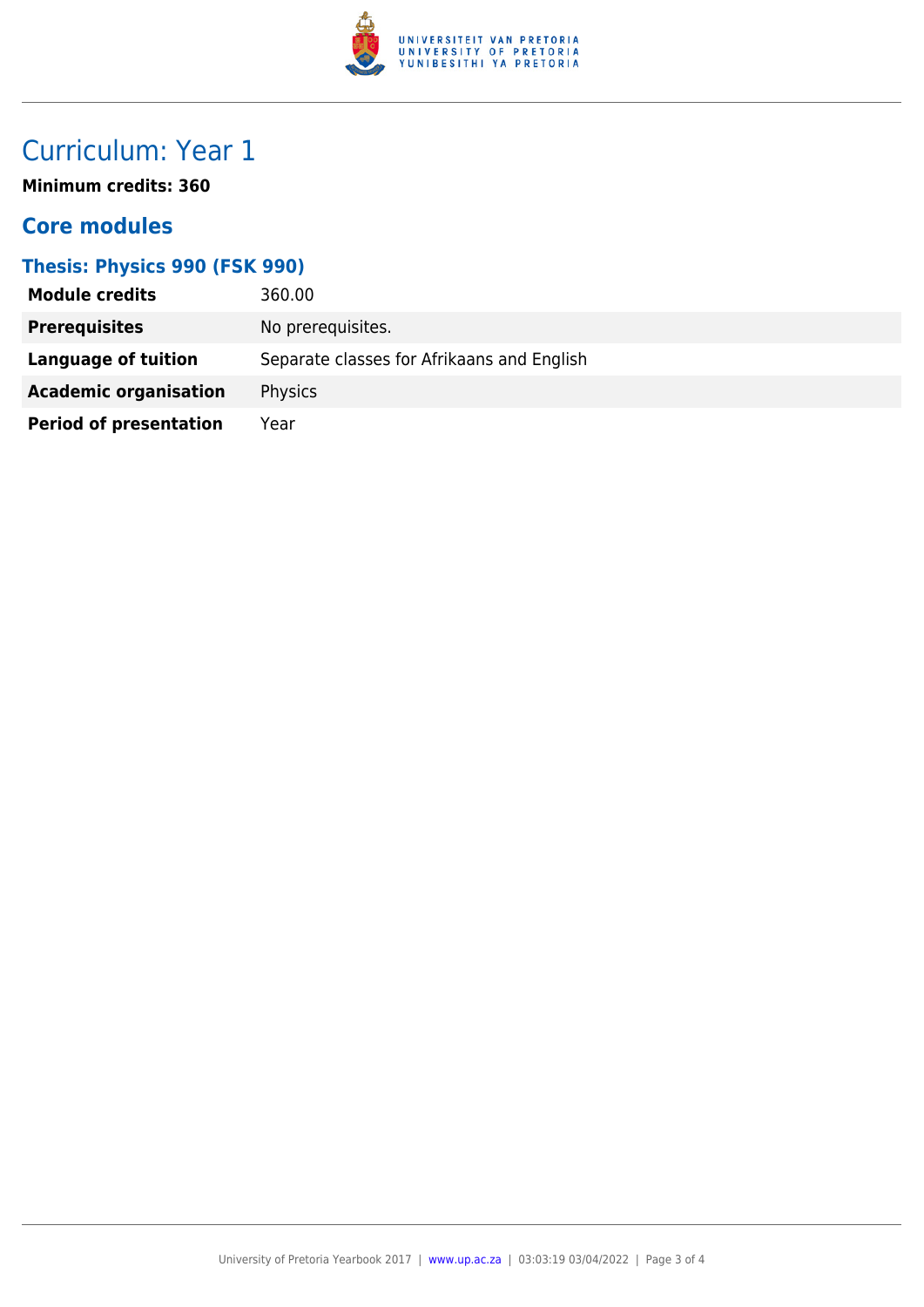# Curriculum: Year 1

**Minimum credits: 360**

## Core modules

### Thesis: Physics 990 (FSK 990)

| | |
|---|---|
| **Module credits** | 360.00 |
| **Prerequisites** | No prerequisites. |
| **Language of tuition** | Separate classes for Afrikaans and English |
| **Academic organisation** | Physics |
| **Period of presentation** | Year |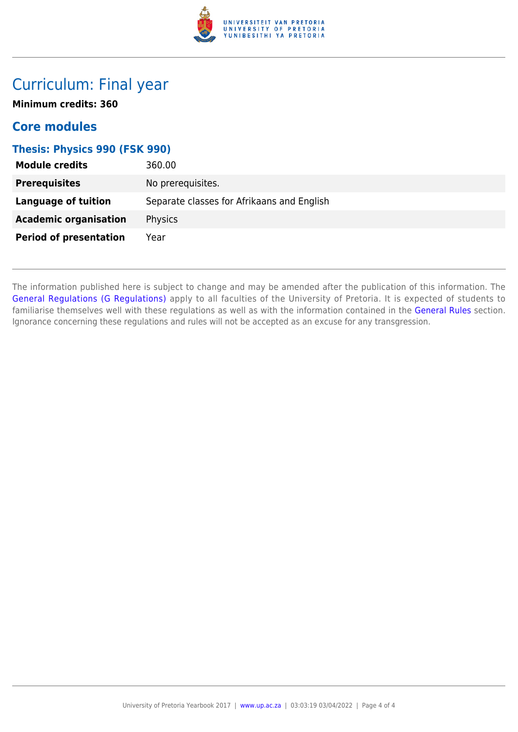# Curriculum: Final year

**Minimum credits: 360**

## Core modules

### Thesis: Physics 990 (FSK 990)

| | |
|---|---|
| **Module credits** | 360.00 |
| **Prerequisites** | No prerequisites. |
| **Language of tuition** | Separate classes for Afrikaans and English |
| **Academic organisation** | Physics |
| **Period of presentation** | Year |

The information published here is subject to change and may be amended after the publication of this information. The General Regulations (G Regulations) apply to all faculties of the University of Pretoria. It is expected of students to familiarise themselves well with these regulations as well as with the information contained in the General Rules section. Ignorance concerning these regulations and rules will not be accepted as an excuse for any transgression.